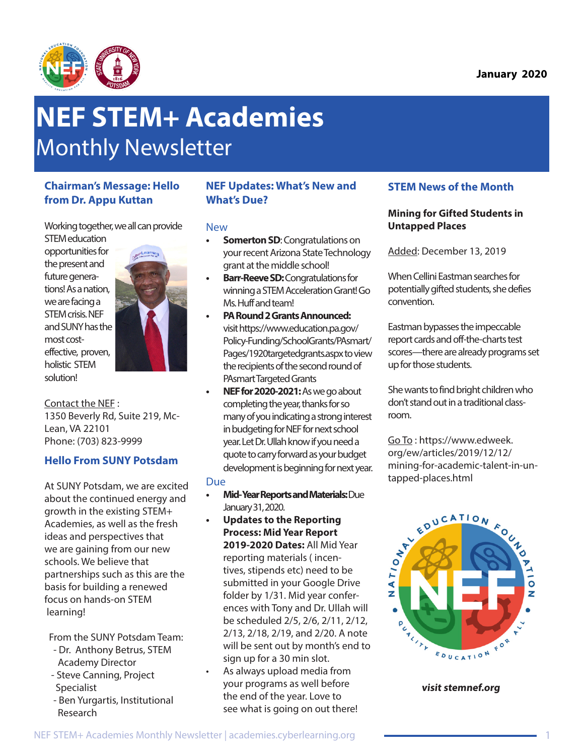January 2020

# NEF STEM+ Academies

## Monthly Newsletter

### Chairman's Message: Hello from Dr. Appu Kuttan

Working together, we all can provide STEM education opportunities for the present and future generations! As a nation, we are facing a STEM crisis. NEF and SUNY has the most cost-effective, proven, holistic STEM solution!

Contact the NEF :
1350 Beverly Rd, Suite 219, McLean, VA 22101
Phone: (703) 823-9999

### Hello From SUNY Potsdam

At SUNY Potsdam, we are excited about the continued energy and growth in the existing STEM+ Academies, as well as the fresh ideas and perspectives that we are gaining from our new schools. We believe that partnerships such as this are the basis for building a renewed focus on hands-on STEM learning!

From the SUNY Potsdam Team:
- Dr. Anthony Betrus, STEM Academy Director
- Steve Canning, Project Specialist
- Ben Yurgartis, Institutional Research

### NEF Updates: What's New and What's Due?

#### New

- **Somerton SD**: Congratulations on your recent Arizona State Technology grant at the middle school!
- **Barr-Reeve SD:** Congratulations for winning a STEM Acceleration Grant! Go Ms. Huff and team!
- **PA Round 2 Grants Announced:** visit https://www.education.pa.gov/Policy-Funding/SchoolGrants/PAsmart/Pages/1920targetedgrants.aspx to view the recipients of the second round of PAsmart Targeted Grants
- **NEF for 2020-2021:** As we go about completing the year, thanks for so many of you indicating a strong interest in budgeting for NEF for next school year. Let Dr. Ullah know if you need a quote to carry forward as your budget development is beginning for next year.

#### Due

- **Mid-Year Reports and Materials:** Due January 31, 2020.
- **Updates to the Reporting Process: Mid Year Report 2019-2020 Dates:** All Mid Year reporting materials ( incentives, stipends etc) need to be submitted in your Google Drive folder by 1/31. Mid year conferences with Tony and Dr. Ullah will be scheduled 2/5, 2/6, 2/11, 2/12, 2/13, 2/18, 2/19, and 2/20. A note will be sent out by month's end to sign up for a 30 min slot.
- As always upload media from your programs as well before the end of the year. Love to see what is going on out there!

### STEM News of the Month

**Mining for Gifted Students in Untapped Places**

Added: December 13, 2019

When Cellini Eastman searches for potentially gifted students, she defies convention.

Eastman bypasses the impeccable report cards and off-the-charts test scores—there are already programs set up for those students.

She wants to find bright children who don't stand out in a traditional classroom.

Go To : https://www.edweek.org/ew/articles/2019/12/12/mining-for-academic-talent-in-untapped-places.html

***visit stemnef.org***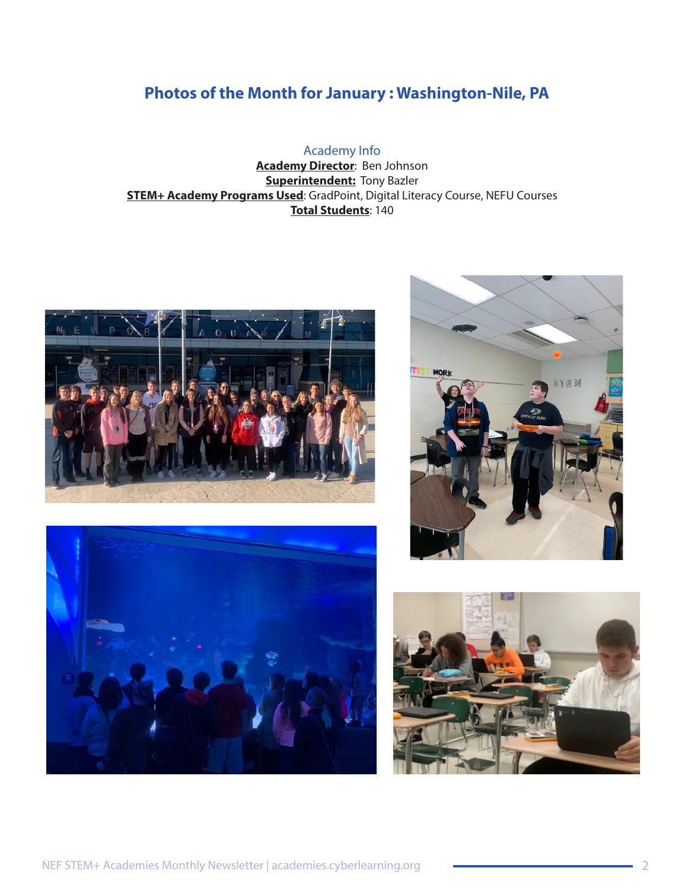## Photos of the Month for January : Washington-Nile, PA

Academy Info

**Academy Director**: Ben Johnson
**Superintendent:** Tony Bazler
**STEM+ Academy Programs Used**: GradPoint, Digital Literacy Course, NEFU Courses
**Total Students**: 140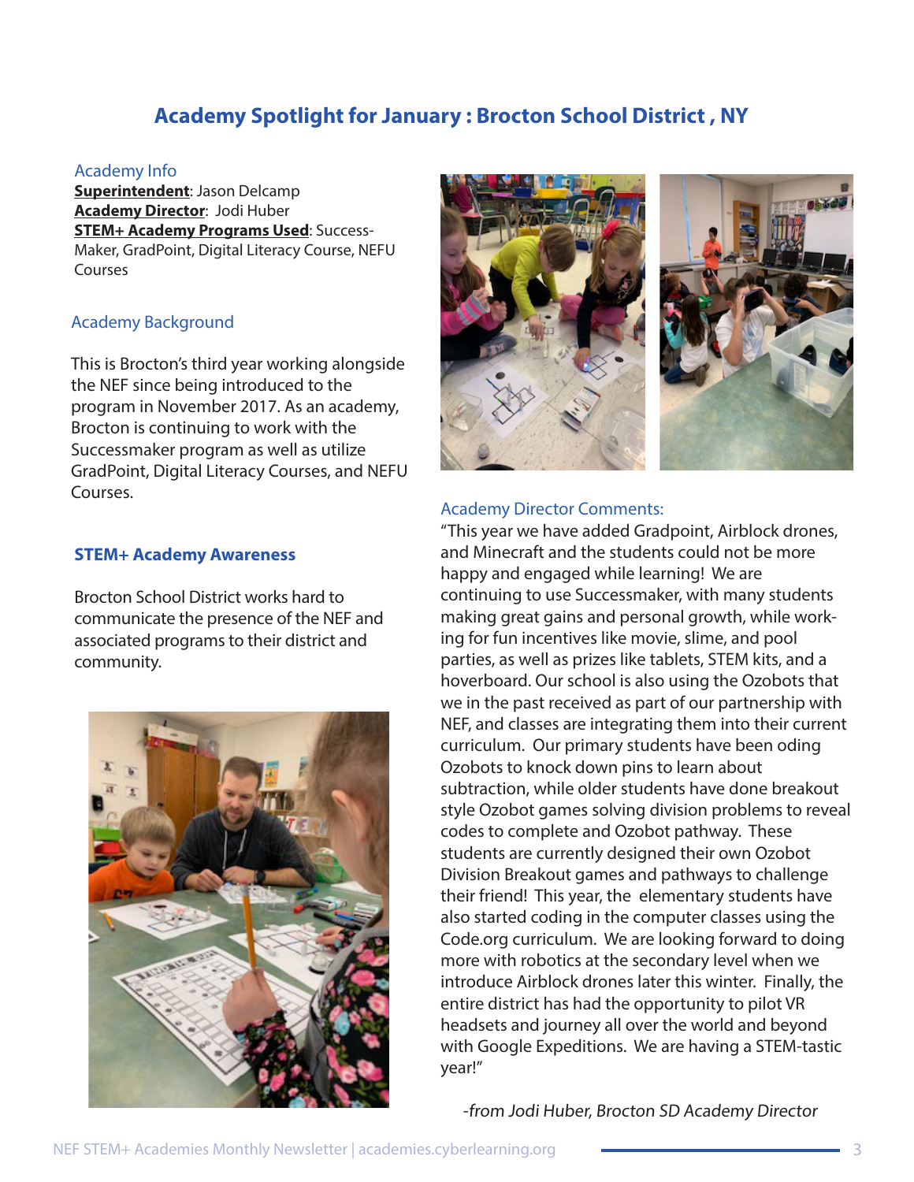## Academy Spotlight for January : Brocton School District , NY

### Academy Info

**Superintendent**: Jason Delcamp
**Academy Director**: Jodi Huber
**STEM+ Academy Programs Used**: Success-Maker, GradPoint, Digital Literacy Course, NEFU Courses

### Academy Background

This is Brocton's third year working alongside the NEF since being introduced to the program in November 2017. As an academy, Brocton is continuing to work with the Successmaker program as well as utilize GradPoint, Digital Literacy Courses, and NEFU Courses.

### STEM+ Academy Awareness

Brocton School District works hard to communicate the presence of the NEF and associated programs to their district and community.

### Academy Director Comments:

"This year we have added Gradpoint, Airblock drones, and Minecraft and the students could not be more happy and engaged while learning! We are continuing to use Successmaker, with many students making great gains and personal growth, while working for fun incentives like movie, slime, and pool parties, as well as prizes like tablets, STEM kits, and a hoverboard. Our school is also using the Ozobots that we in the past received as part of our partnership with NEF, and classes are integrating them into their current curriculum. Our primary students have been oding Ozobots to knock down pins to learn about subtraction, while older students have done breakout style Ozobot games solving division problems to reveal codes to complete and Ozobot pathway. These students are currently designed their own Ozobot Division Breakout games and pathways to challenge their friend! This year, the elementary students have also started coding in the computer classes using the Code.org curriculum. We are looking forward to doing more with robotics at the secondary level when we introduce Airblock drones later this winter. Finally, the entire district has had the opportunity to pilot VR headsets and journey all over the world and beyond with Google Expeditions. We are having a STEM-tastic year!"

*-from Jodi Huber, Brocton SD Academy Director*